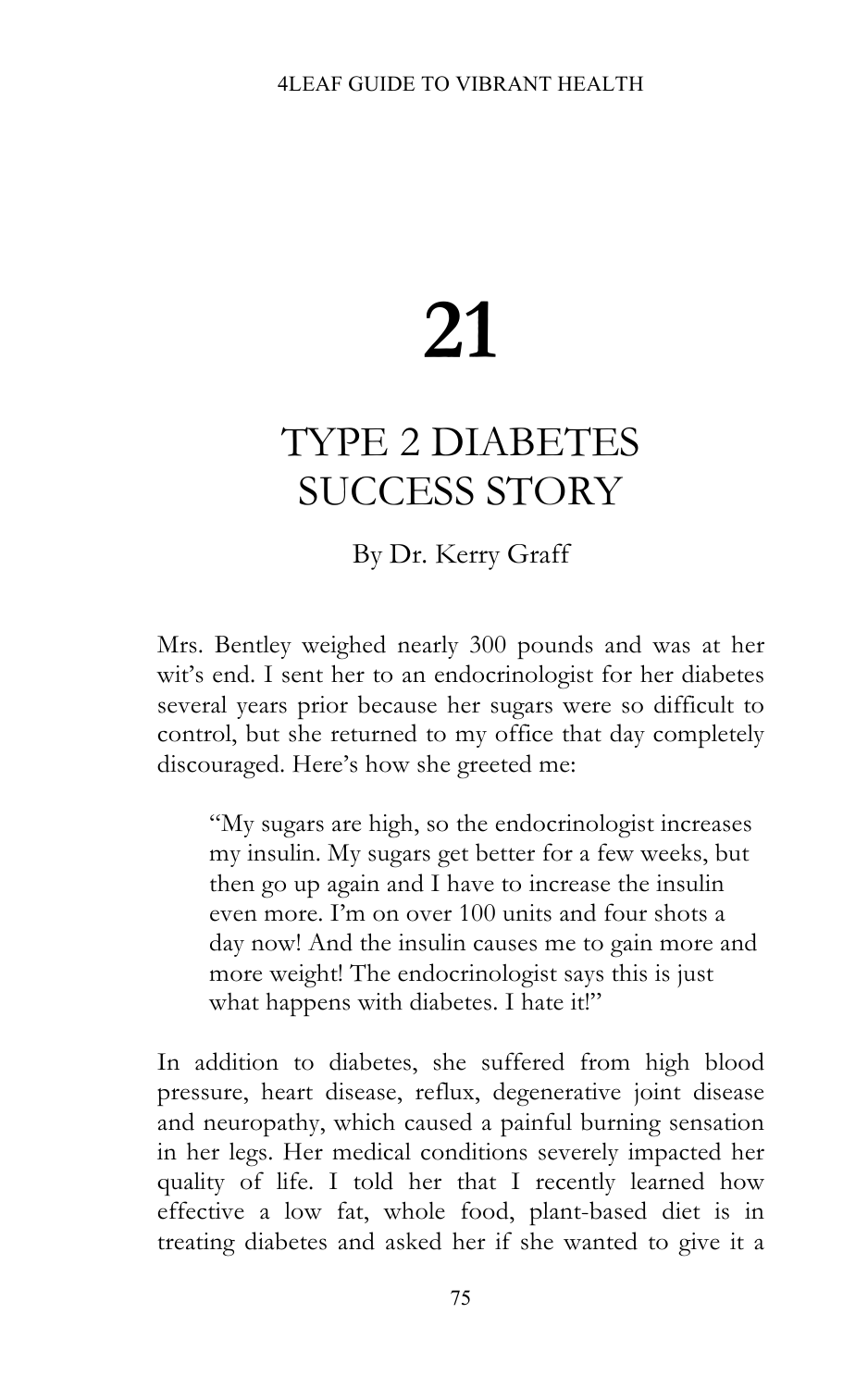# 21

## TYPE 2 DIABETES SUCCESS STORY

By Dr. Kerry Graff

Mrs. Bentley weighed nearly 300 pounds and was at her wit's end. I sent her to an endocrinologist for her diabetes several years prior because her sugars were so difficult to control, but she returned to my office that day completely discouraged. Here's how she greeted me:

> "My sugars are high, so the endocrinologist increases my insulin. My sugars get better for a few weeks, but then go up again and I have to increase the insulin even more. I'm on over 100 units and four shots a day now! And the insulin causes me to gain more and more weight! The endocrinologist says this is just what happens with diabetes. I hate it!"

In addition to diabetes, she suffered from high blood pressure, heart disease, reflux, degenerative joint disease and neuropathy, which caused a painful burning sensation in her legs. Her medical conditions severely impacted her quality of life. I told her that I recently learned how effective a low fat, whole food, plant-based diet is in treating diabetes and asked her if she wanted to give it a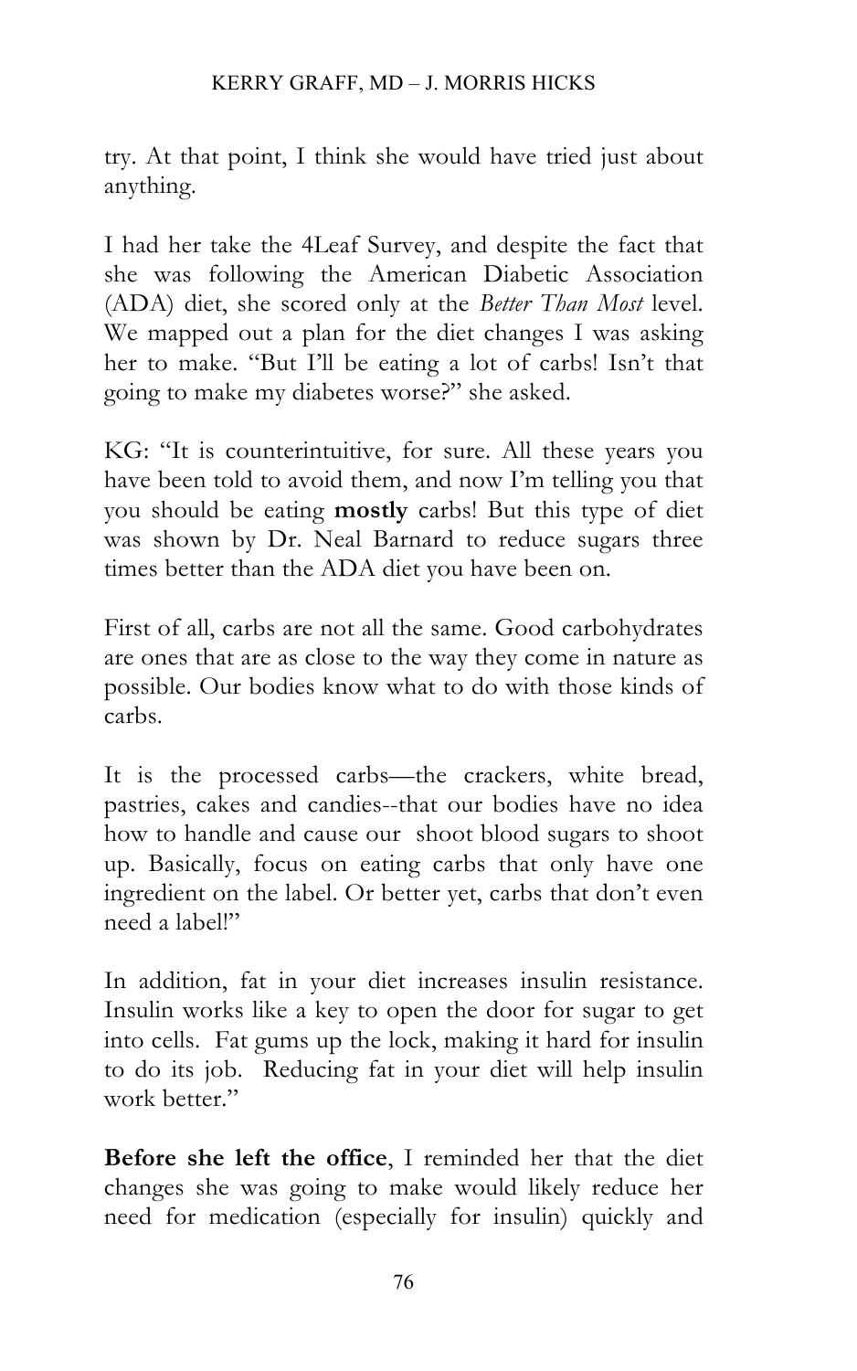try. At that point, I think she would have tried just about anything.

I had her take the 4Leaf Survey, and despite the fact that she was following the American Diabetic Association (ADA) diet, she scored only at the *Better Than Most* level. We mapped out a plan for the diet changes I was asking her to make. "But I'll be eating a lot of carbs! Isn't that going to make my diabetes worse?" she asked.

KG: "It is counterintuitive, for sure. All these years you have been told to avoid them, and now I'm telling you that you should be eating **mostly** carbs! But this type of diet was shown by Dr. Neal Barnard to reduce sugars three times better than the ADA diet you have been on.

First of all, carbs are not all the same. Good carbohydrates are ones that are as close to the way they come in nature as possible. Our bodies know what to do with those kinds of carbs.

It is the processed carbs—the crackers, white bread, pastries, cakes and candies--that our bodies have no idea how to handle and cause our shoot blood sugars to shoot up. Basically, focus on eating carbs that only have one ingredient on the label. Or better yet, carbs that don't even need a label!"

In addition, fat in your diet increases insulin resistance. Insulin works like a key to open the door for sugar to get into cells. Fat gums up the lock, making it hard for insulin to do its job. Reducing fat in your diet will help insulin work better."

**Before she left the office**, I reminded her that the diet changes she was going to make would likely reduce her need for medication (especially for insulin) quickly and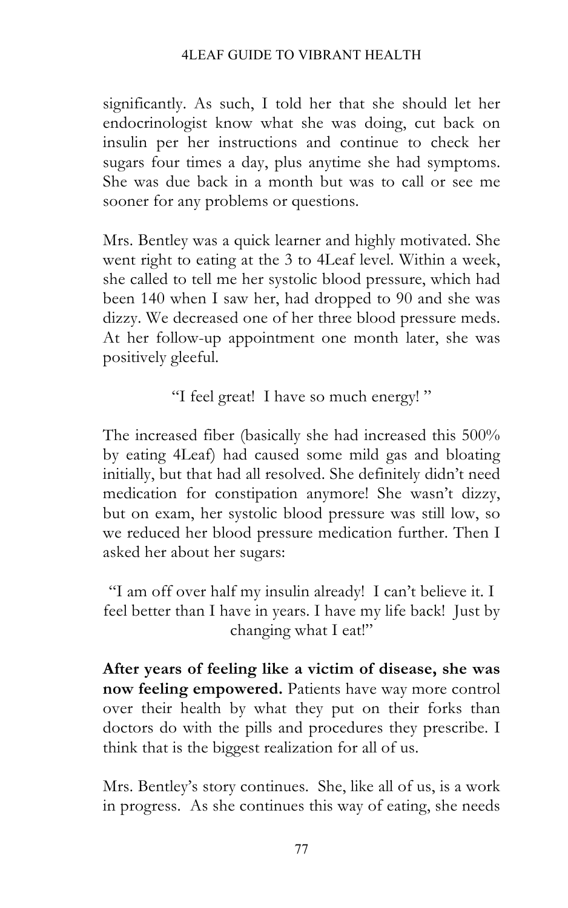significantly. As such, I told her that she should let her endocrinologist know what she was doing, cut back on insulin per her instructions and continue to check her sugars four times a day, plus anytime she had symptoms. She was due back in a month but was to call or see me sooner for any problems or questions.

Mrs. Bentley was a quick learner and highly motivated. She went right to eating at the 3 to 4Leaf level. Within a week, she called to tell me her systolic blood pressure, which had been 140 when I saw her, had dropped to 90 and she was dizzy. We decreased one of her three blood pressure meds. At her follow-up appointment one month later, she was positively gleeful.

"I feel great! I have so much energy! "

The increased fiber (basically she had increased this 500% by eating 4Leaf) had caused some mild gas and bloating initially, but that had all resolved. She definitely didn't need medication for constipation anymore! She wasn't dizzy, but on exam, her systolic blood pressure was still low, so we reduced her blood pressure medication further. Then I asked her about her sugars:

"I am off over half my insulin already! I can't believe it. I feel better than I have in years. I have my life back! Just by changing what I eat!"

**After years of feeling like a victim of disease, she was now feeling empowered.** Patients have way more control over their health by what they put on their forks than doctors do with the pills and procedures they prescribe. I think that is the biggest realization for all of us.

Mrs. Bentley's story continues. She, like all of us, is a work in progress. As she continues this way of eating, she needs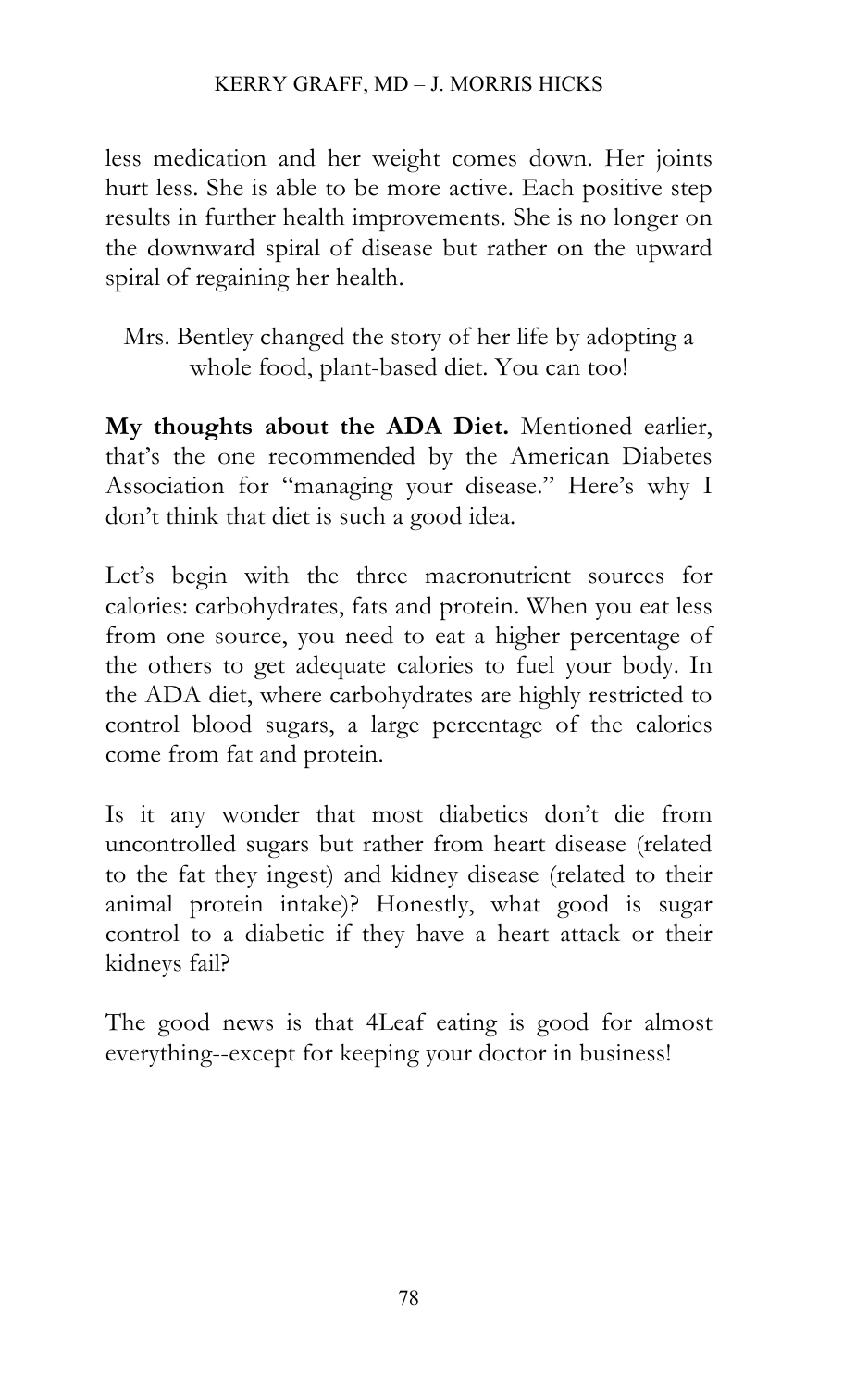less medication and her weight comes down. Her joints hurt less. She is able to be more active. Each positive step results in further health improvements. She is no longer on the downward spiral of disease but rather on the upward spiral of regaining her health.

Mrs. Bentley changed the story of her life by adopting a whole food, plant-based diet. You can too!

**My thoughts about the ADA Diet.** Mentioned earlier, that's the one recommended by the American Diabetes Association for "managing your disease." Here's why I don't think that diet is such a good idea.

Let's begin with the three macronutrient sources for calories: carbohydrates, fats and protein. When you eat less from one source, you need to eat a higher percentage of the others to get adequate calories to fuel your body. In the ADA diet, where carbohydrates are highly restricted to control blood sugars, a large percentage of the calories come from fat and protein.

Is it any wonder that most diabetics don't die from uncontrolled sugars but rather from heart disease (related to the fat they ingest) and kidney disease (related to their animal protein intake)? Honestly, what good is sugar control to a diabetic if they have a heart attack or their kidneys fail?

The good news is that 4Leaf eating is good for almost everything--except for keeping your doctor in business!